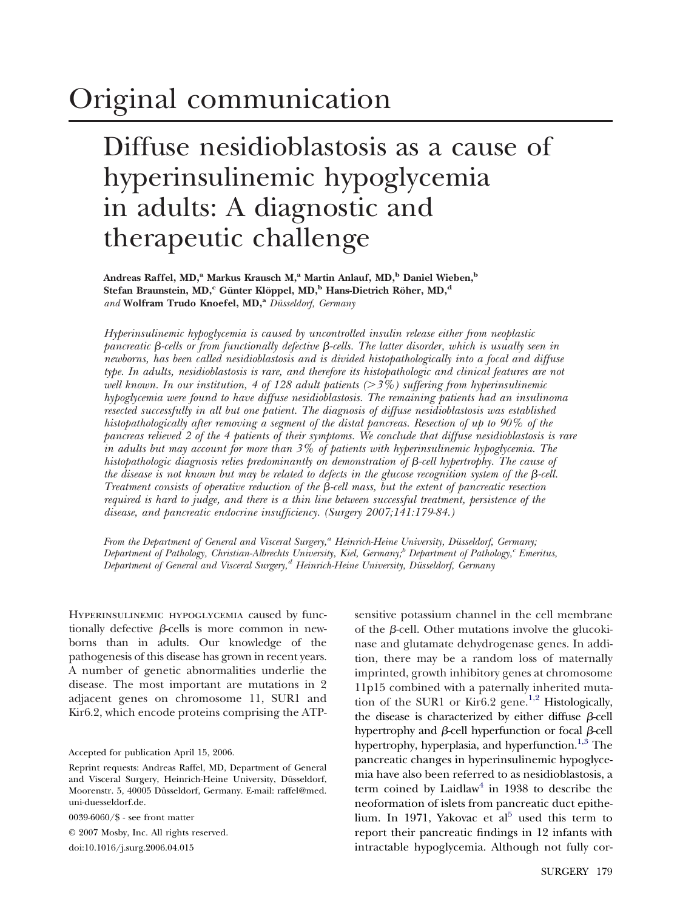# Original communication

## Diffuse nesidioblastosis as a cause of hyperinsulinemic hypoglycemia in adults: A diagnostic and therapeutic challenge

**Andreas Raffel, MD,[a] Markus Krausch M,[a] Martin Anlauf, MD,[b] Daniel Wieben,[b] Stefan Braunstein, MD,[c] Günter Klöppel, MD,[b] Hans-Dietrich Röher, MD,[d]** *and* **Wolfram Trudo Knoefel, MD,[a]** *Düsseldorf, Germany*

*Hyperinsulinemic hypoglycemia is caused by uncontrolled insulin release either from neoplastic pancreatic β-cells or from functionally defective β-cells. The latter disorder, which is usually seen in newborns, has been called nesidioblastosis and is divided histopathologically into a focal and diffuse type. In adults, nesidioblastosis is rare, and therefore its histopathologic and clinical features are not well known. In our institution, 4 of 128 adult patients (>3%) suffering from hyperinsulinemic hypoglycemia were found to have diffuse nesidioblastosis. The remaining patients had an insulinoma resected successfully in all but one patient. The diagnosis of diffuse nesidioblastosis was established histopathologically after removing a segment of the distal pancreas. Resection of up to 90% of the pancreas relieved 2 of the 4 patients of their symptoms. We conclude that diffuse nesidioblastosis is rare in adults but may account for more than 3% of patients with hyperinsulinemic hypoglycemia. The histopathologic diagnosis relies predominantly on demonstration of β-cell hypertrophy. The cause of the disease is not known but may be related to defects in the glucose recognition system of the β-cell. Treatment consists of operative reduction of the β-cell mass, but the extent of pancreatic resection required is hard to judge, and there is a thin line between successful treatment, persistence of the disease, and pancreatic endocrine insufficiency. (Surgery 2007;141:179-84.)*

*From the Department of General and Visceral Surgery,[a] Heinrich-Heine University, Düsseldorf, Germany; Department of Pathology, Christian-Albrechts University, Kiel, Germany;[b] Department of Pathology,[c] Emeritus, Department of General and Visceral Surgery,[d] Heinrich-Heine University, Düsseldorf, Germany*

Hyperinsulinemic hypoglycemia caused by functionally defective β-cells is more common in newborns than in adults. Our knowledge of the pathogenesis of this disease has grown in recent years. A number of genetic abnormalities underlie the disease. The most important are mutations in 2 adjacent genes on chromosome 11, SUR1 and Kir6.2, which encode proteins comprising the ATP-sensitive potassium channel in the cell membrane of the β-cell. Other mutations involve the glucokinase and glutamate dehydrogenase genes. In addition, there may be a random loss of maternally imprinted, growth inhibitory genes at chromosome 11p15 combined with a paternally inherited mutation of the SUR1 or Kir6.2 gene.[1,2] Histologically, the disease is characterized by either diffuse β-cell hypertrophy and β-cell hyperfunction or focal β-cell hypertrophy, hyperplasia, and hyperfunction.[1,3] The pancreatic changes in hyperinsulinemic hypoglycemia have also been referred to as nesidioblastosis, a term coined by Laidlaw[4] in 1938 to describe the neoformation of islets from pancreatic duct epithelium. In 1971, Yakovac et al[5] used this term to report their pancreatic findings in 12 infants with intractable hypoglycemia. Although not fully cor-

Accepted for publication April 15, 2006.

Reprint requests: Andreas Raffel, MD, Department of General and Visceral Surgery, Heinrich-Heine University, Düsseldorf, Moorenstr. 5, 40005 Düsseldorf, Germany. E-mail: raffel@med.uni-duesseldorf.de.

0039-6060/$ - see front matter

© 2007 Mosby, Inc. All rights reserved.

doi:10.1016/j.surg.2006.04.015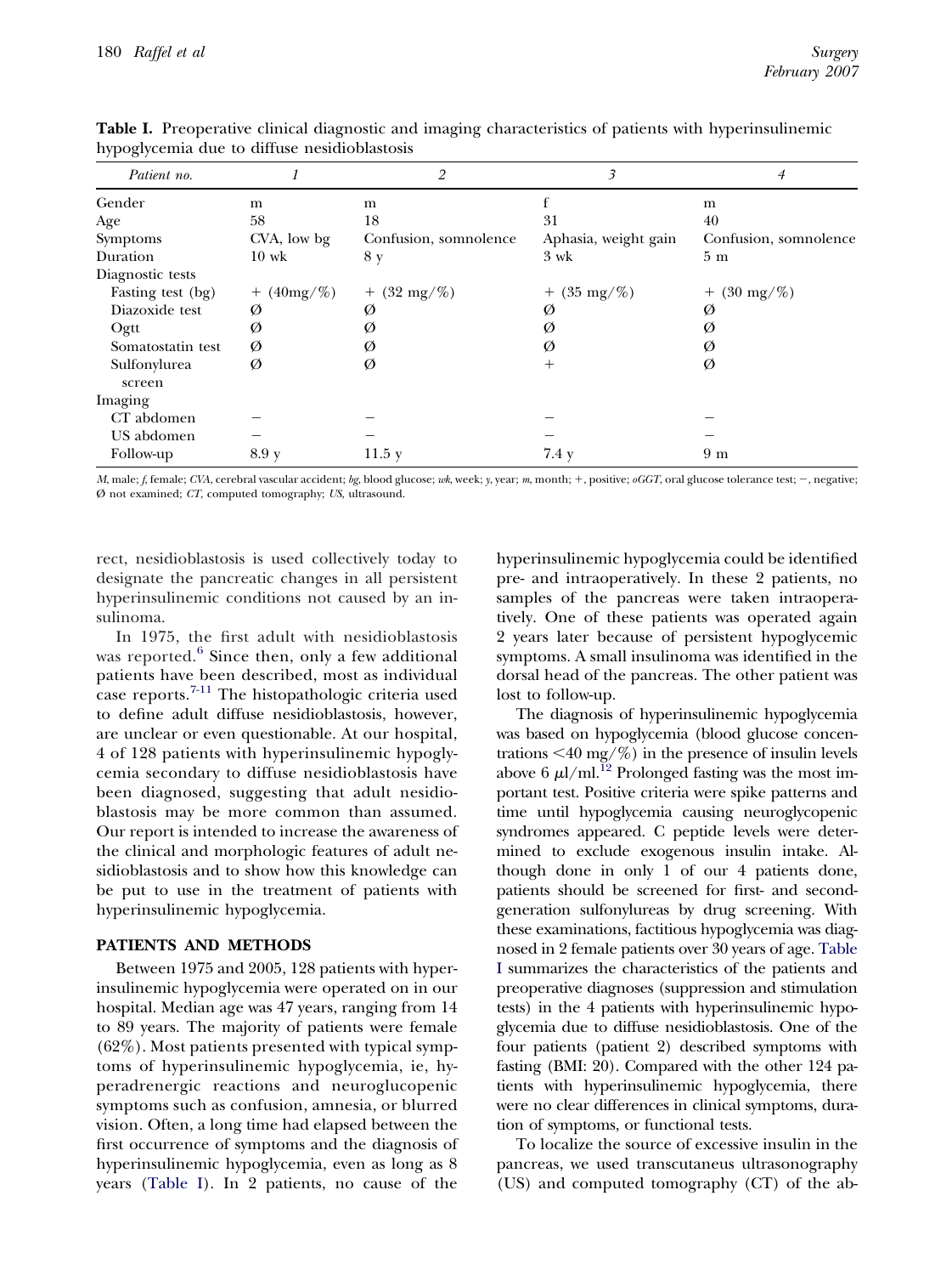**Table I.** Preoperative clinical diagnostic and imaging characteristics of patients with hyperinsulinemic hypoglycemia due to diffuse nesidioblastosis

| *Patient no.* | *1* | *2* | *3* | *4* |
|---|---|---|---|---|
| Gender | m | m | f | m |
| Age | 58 | 18 | 31 | 40 |
| Symptoms | CVA, low bg | Confusion, somnolence | Aphasia, weight gain | Confusion, somnolence |
| Duration | 10 wk | 8 y | 3 wk | 5 m |
| Diagnostic tests | | | | |
| Fasting test (bg) | + (40mg/%) | + (32 mg/%) | + (35 mg/%) | + (30 mg/%) |
| Diazoxide test | Ø | Ø | Ø | Ø |
| Ogtt | Ø | Ø | Ø | Ø |
| Somatostatin test | Ø | Ø | Ø | Ø |
| Sulfonylurea screen | Ø | Ø | + | Ø |
| Imaging | | | | |
| CT abdomen | − | − | − | − |
| US abdomen | − | − | − | − |
| Follow-up | 8.9 y | 11.5 y | 7.4 y | 9 m |

*M*, male; *f*, female; *CVA*, cerebral vascular accident; *bg*, blood glucose; *wk*, week; *y*, year; *m*, month; +, positive; *oGGT*, oral glucose tolerance test; −, negative; Ø not examined; *CT*, computed tomography; *US*, ultrasound.

rect, nesidioblastosis is used collectively today to designate the pancreatic changes in all persistent hyperinsulinemic conditions not caused by an insulinoma.

In 1975, the first adult with nesidioblastosis was reported.[6] Since then, only a few additional patients have been described, most as individual case reports.[7-11] The histopathologic criteria used to define adult diffuse nesidioblastosis, however, are unclear or even questionable. At our hospital, 4 of 128 patients with hyperinsulinemic hypoglycemia secondary to diffuse nesidioblastosis have been diagnosed, suggesting that adult nesidioblastosis may be more common than assumed. Our report is intended to increase the awareness of the clinical and morphologic features of adult nesidioblastosis and to show how this knowledge can be put to use in the treatment of patients with hyperinsulinemic hypoglycemia.

## PATIENTS AND METHODS

Between 1975 and 2005, 128 patients with hyperinsulinemic hypoglycemia were operated on in our hospital. Median age was 47 years, ranging from 14 to 89 years. The majority of patients were female (62%). Most patients presented with typical symptoms of hyperinsulinemic hypoglycemia, ie, hyperadrenergic reactions and neuroglucopenic symptoms such as confusion, amnesia, or blurred vision. Often, a long time had elapsed between the first occurrence of symptoms and the diagnosis of hyperinsulinemic hypoglycemia, even as long as 8 years (Table I). In 2 patients, no cause of the hyperinsulinemic hypoglycemia could be identified pre- and intraoperatively. In these 2 patients, no samples of the pancreas were taken intraoperatively. One of these patients was operated again 2 years later because of persistent hypoglycemic symptoms. A small insulinoma was identified in the dorsal head of the pancreas. The other patient was lost to follow-up.

The diagnosis of hyperinsulinemic hypoglycemia was based on hypoglycemia (blood glucose concentrations <40 mg/%) in the presence of insulin levels above 6 $\mu$l/ml.[12] Prolonged fasting was the most important test. Positive criteria were spike patterns and time until hypoglycemia causing neuroglycopenic syndromes appeared. C peptide levels were determined to exclude exogenous insulin intake. Although done in only 1 of our 4 patients done, patients should be screened for first- and second-generation sulfonylureas by drug screening. With these examinations, factitious hypoglycemia was diagnosed in 2 female patients over 30 years of age. Table I summarizes the characteristics of the patients and preoperative diagnoses (suppression and stimulation tests) in the 4 patients with hyperinsulinemic hypoglycemia due to diffuse nesidioblastosis. One of the four patients (patient 2) described symptoms with fasting (BMI: 20). Compared with the other 124 patients with hyperinsulinemic hypoglycemia, there were no clear differences in clinical symptoms, duration of symptoms, or functional tests.

To localize the source of excessive insulin in the pancreas, we used transcutaneus ultrasonography (US) and computed tomography (CT) of the ab-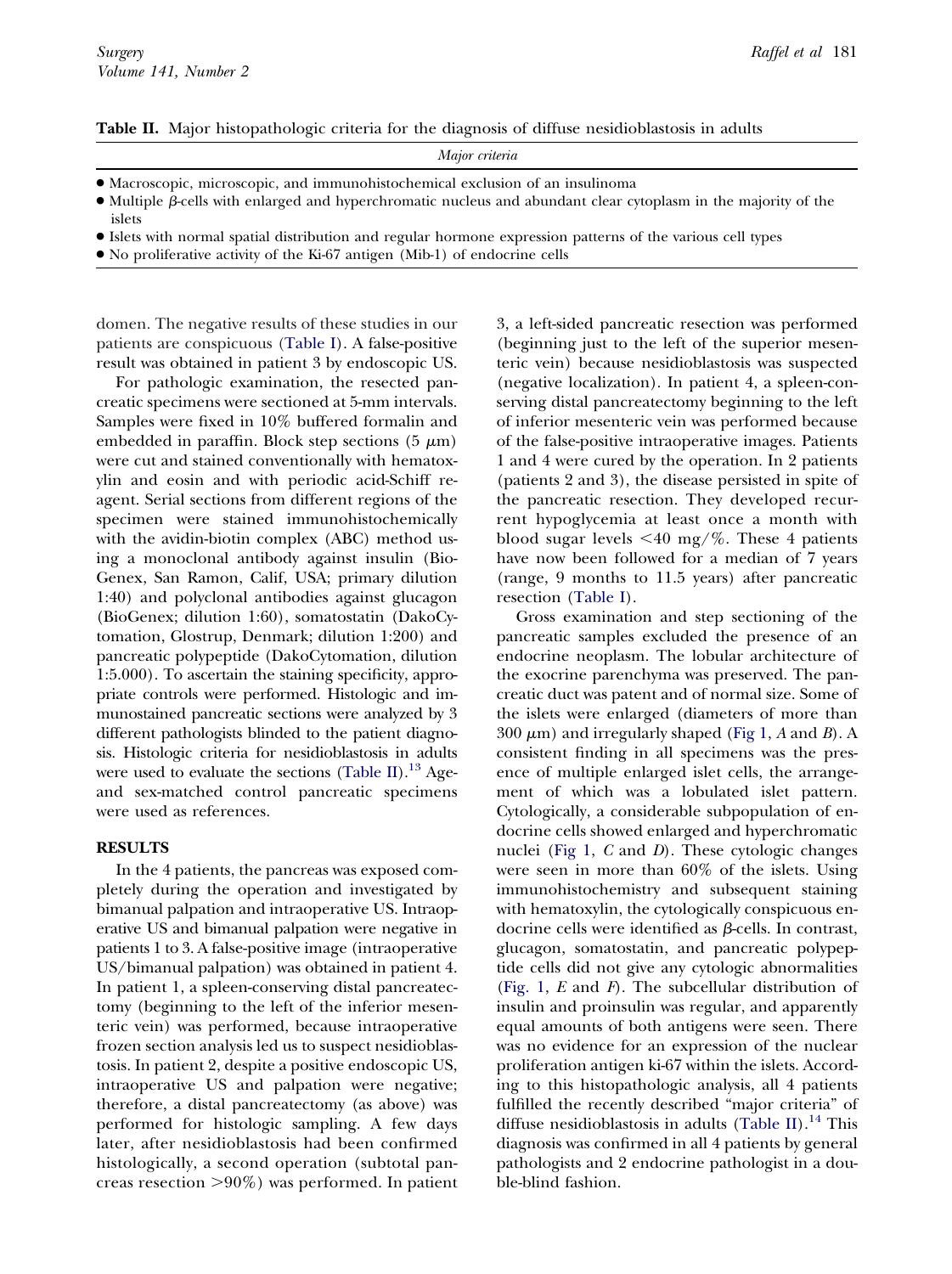**Table II.** Major histopathologic criteria for the diagnosis of diffuse nesidioblastosis in adults

| *Major criteria* |
|---|
| • Macroscopic, microscopic, and immunohistochemical exclusion of an insulinoma |
| • Multiple β-cells with enlarged and hyperchromatic nucleus and abundant clear cytoplasm in the majority of the islets |
| • Islets with normal spatial distribution and regular hormone expression patterns of the various cell types |
| • No proliferative activity of the Ki-67 antigen (Mib-1) of endocrine cells |

domen. The negative results of these studies in our patients are conspicuous (Table I). A false-positive result was obtained in patient 3 by endoscopic US.

For pathologic examination, the resected pancreatic specimens were sectioned at 5-mm intervals. Samples were fixed in 10% buffered formalin and embedded in paraffin. Block step sections (5 μm) were cut and stained conventionally with hematoxylin and eosin and with periodic acid-Schiff reagent. Serial sections from different regions of the specimen were stained immunohistochemically with the avidin-biotin complex (ABC) method using a monoclonal antibody against insulin (BioGenex, San Ramon, Calif, USA; primary dilution 1:40) and polyclonal antibodies against glucagon (BioGenex; dilution 1:60), somatostatin (DakoCytomation, Glostrup, Denmark; dilution 1:200) and pancreatic polypeptide (DakoCytomation, dilution 1:5.000). To ascertain the staining specificity, appropriate controls were performed. Histologic and immunostained pancreatic sections were analyzed by 3 different pathologists blinded to the patient diagnosis. Histologic criteria for nesidioblastosis in adults were used to evaluate the sections (Table II).[13] Age- and sex-matched control pancreatic specimens were used as references.

## RESULTS

In the 4 patients, the pancreas was exposed completely during the operation and investigated by bimanual palpation and intraoperative US. Intraoperative US and bimanual palpation were negative in patients 1 to 3. A false-positive image (intraoperative US/bimanual palpation) was obtained in patient 4. In patient 1, a spleen-conserving distal pancreatectomy (beginning to the left of the inferior mesenteric vein) was performed, because intraoperative frozen section analysis led us to suspect nesidioblastosis. In patient 2, despite a positive endoscopic US, intraoperative US and palpation were negative; therefore, a distal pancreatectomy (as above) was performed for histologic sampling. A few days later, after nesidioblastosis had been confirmed histologically, a second operation (subtotal pancreas resection >90%) was performed. In patient 3, a left-sided pancreatic resection was performed (beginning just to the left of the superior mesenteric vein) because nesidioblastosis was suspected (negative localization). In patient 4, a spleen-conserving distal pancreatectomy beginning to the left of inferior mesenteric vein was performed because of the false-positive intraoperative images. Patients 1 and 4 were cured by the operation. In 2 patients (patients 2 and 3), the disease persisted in spite of the pancreatic resection. They developed recurrent hypoglycemia at least once a month with blood sugar levels <40 mg/%. These 4 patients have now been followed for a median of 7 years (range, 9 months to 11.5 years) after pancreatic resection (Table I).

Gross examination and step sectioning of the pancreatic samples excluded the presence of an endocrine neoplasm. The lobular architecture of the exocrine parenchyma was preserved. The pancreatic duct was patent and of normal size. Some of the islets were enlarged (diameters of more than 300 μm) and irregularly shaped (Fig 1, *A* and *B*). A consistent finding in all specimens was the presence of multiple enlarged islet cells, the arrangement of which was a lobulated islet pattern. Cytologically, a considerable subpopulation of endocrine cells showed enlarged and hyperchromatic nuclei (Fig 1, *C* and *D*). These cytologic changes were seen in more than 60% of the islets. Using immunohistochemistry and subsequent staining with hematoxylin, the cytologically conspicuous endocrine cells were identified as β-cells. In contrast, glucagon, somatostatin, and pancreatic polypeptide cells did not give any cytologic abnormalities (Fig. 1, *E* and *F*). The subcellular distribution of insulin and proinsulin was regular, and apparently equal amounts of both antigens were seen. There was no evidence for an expression of the nuclear proliferation antigen ki-67 within the islets. According to this histopathologic analysis, all 4 patients fulfilled the recently described "major criteria" of diffuse nesidioblastosis in adults (Table II).[14] This diagnosis was confirmed in all 4 patients by general pathologists and 2 endocrine pathologist in a double-blind fashion.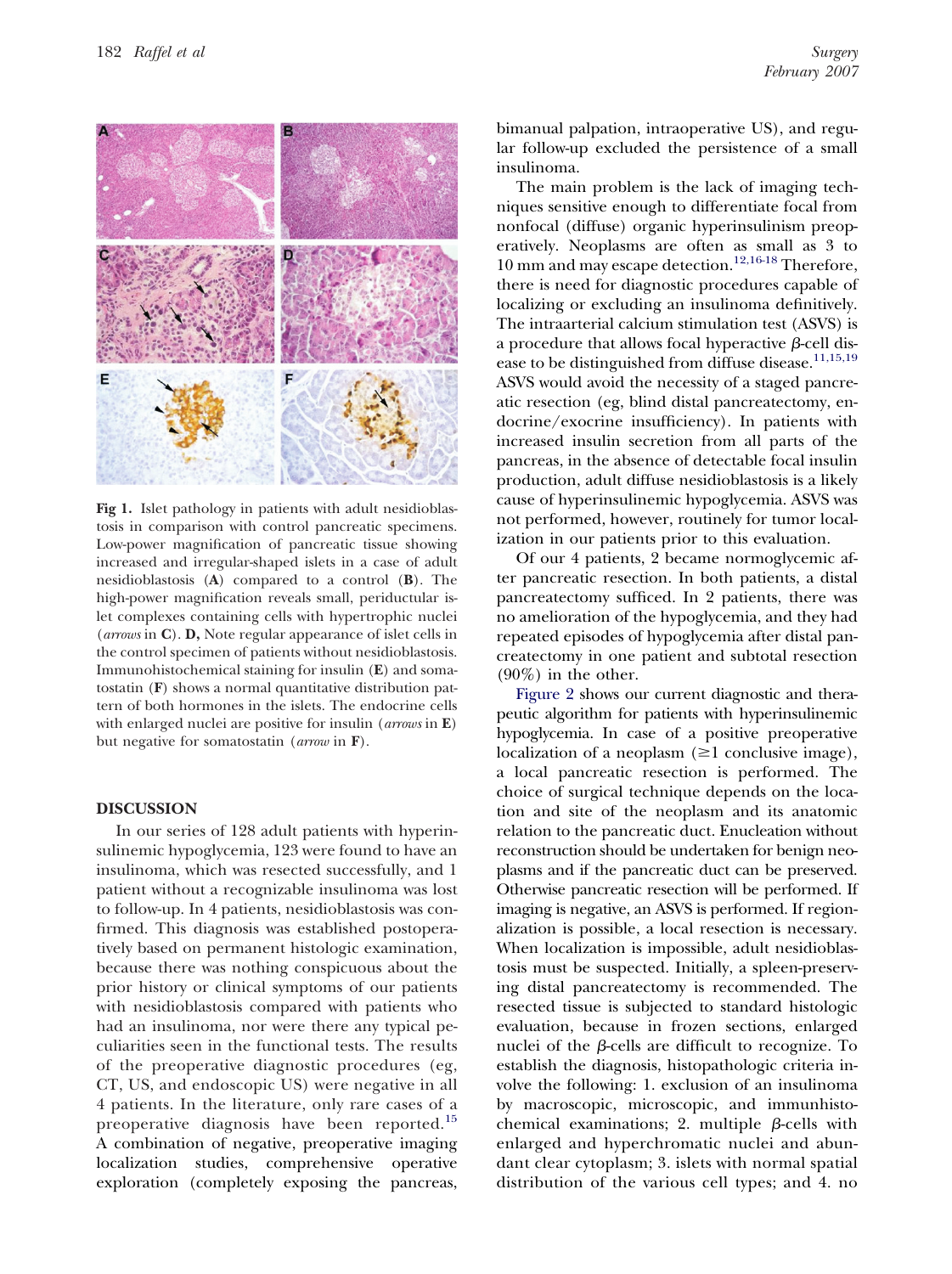**Fig 1.** Islet pathology in patients with adult nesidioblastosis in comparison with control pancreatic specimens. Low-power magnification of pancreatic tissue showing increased and irregular-shaped islets in a case of adult nesidioblastosis (**A**) compared to a control (**B**). The high-power magnification reveals small, periductular islet complexes containing cells with hypertrophic nuclei (*arrows* in **C**). **D,** Note regular appearance of islet cells in the control specimen of patients without nesidioblastosis. Immunohistochemical staining for insulin (**E**) and somatostatin (**F**) shows a normal quantitative distribution pattern of both hormones in the islets. The endocrine cells with enlarged nuclei are positive for insulin (*arrows* in **E**) but negative for somatostatin (*arrow* in **F**).

## DISCUSSION

In our series of 128 adult patients with hyperinsulinemic hypoglycemia, 123 were found to have an insulinoma, which was resected successfully, and 1 patient without a recognizable insulinoma was lost to follow-up. In 4 patients, nesidioblastosis was confirmed. This diagnosis was established postoperatively based on permanent histologic examination, because there was nothing conspicuous about the prior history or clinical symptoms of our patients with nesidioblastosis compared with patients who had an insulinoma, nor were there any typical peculiarities seen in the functional tests. The results of the preoperative diagnostic procedures (eg, CT, US, and endoscopic US) were negative in all 4 patients. In the literature, only rare cases of a preoperative diagnosis have been reported.[15] A combination of negative, preoperative imaging localization studies, comprehensive operative exploration (completely exposing the pancreas, bimanual palpation, intraoperative US), and regular follow-up excluded the persistence of a small insulinoma.

The main problem is the lack of imaging techniques sensitive enough to differentiate focal from nonfocal (diffuse) organic hyperinsulinism preoperatively. Neoplasms are often as small as 3 to 10 mm and may escape detection.[12,16-18] Therefore, there is need for diagnostic procedures capable of localizing or excluding an insulinoma definitively. The intraarterial calcium stimulation test (ASVS) is a procedure that allows focal hyperactive $\beta$-cell disease to be distinguished from diffuse disease.[11,15,19] ASVS would avoid the necessity of a staged pancreatic resection (eg, blind distal pancreatectomy, endocrine/exocrine insufficiency). In patients with increased insulin secretion from all parts of the pancreas, in the absence of detectable focal insulin production, adult diffuse nesidioblastosis is a likely cause of hyperinsulinemic hypoglycemia. ASVS was not performed, however, routinely for tumor localization in our patients prior to this evaluation.

Of our 4 patients, 2 became normoglycemic after pancreatic resection. In both patients, a distal pancreatectomy sufficed. In 2 patients, there was no amelioration of the hypoglycemia, and they had repeated episodes of hypoglycemia after distal pancreatectomy in one patient and subtotal resection (90%) in the other.

Figure 2 shows our current diagnostic and therapeutic algorithm for patients with hyperinsulinemic hypoglycemia. In case of a positive preoperative localization of a neoplasm ($\geq$1 conclusive image), a local pancreatic resection is performed. The choice of surgical technique depends on the location and site of the neoplasm and its anatomic relation to the pancreatic duct. Enucleation without reconstruction should be undertaken for benign neoplasms and if the pancreatic duct can be preserved. Otherwise pancreatic resection will be performed. If imaging is negative, an ASVS is performed. If regionalization is possible, a local resection is necessary. When localization is impossible, adult nesidioblastosis must be suspected. Initially, a spleen-preserving distal pancreatectomy is recommended. The resected tissue is subjected to standard histologic evaluation, because in frozen sections, enlarged nuclei of the $\beta$-cells are difficult to recognize. To establish the diagnosis, histopathologic criteria involve the following: 1. exclusion of an insulinoma by macroscopic, microscopic, and immunhistochemical examinations; 2. multiple $\beta$-cells with enlarged and hyperchromatic nuclei and abundant clear cytoplasm; 3. islets with normal spatial distribution of the various cell types; and 4. no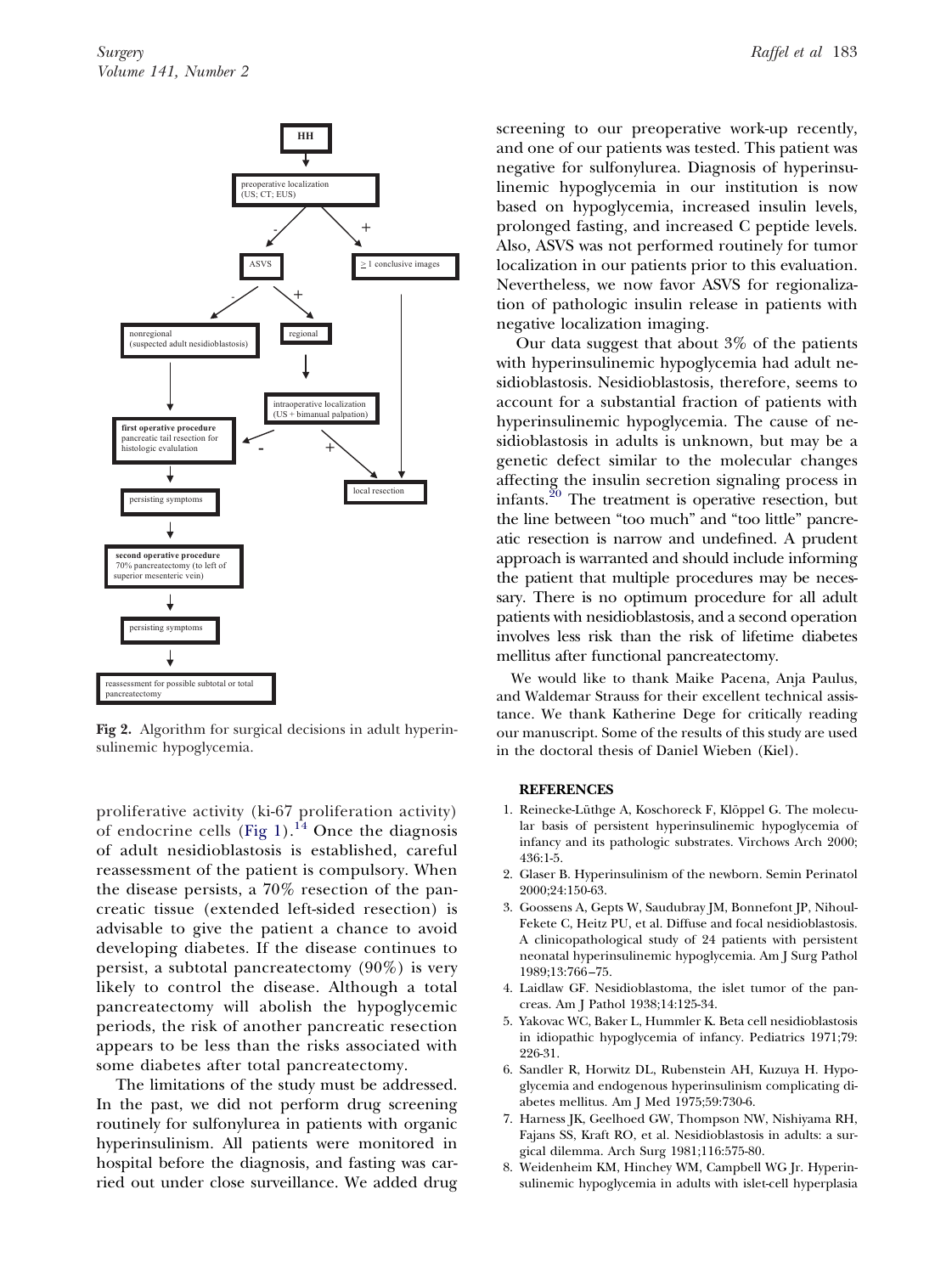Fig 2. Algorithm for surgical decisions in adult hyperinsulinemic hypoglycemia.

proliferative activity (ki-67 proliferation activity) of endocrine cells (Fig 1).[14] Once the diagnosis of adult nesidioblastosis is established, careful reassessment of the patient is compulsory. When the disease persists, a 70% resection of the pancreatic tissue (extended left-sided resection) is advisable to give the patient a chance to avoid developing diabetes. If the disease continues to persist, a subtotal pancreatectomy (90%) is very likely to control the disease. Although a total pancreatectomy will abolish the hypoglycemic periods, the risk of another pancreatic resection appears to be less than the risks associated with some diabetes after total pancreatectomy.

The limitations of the study must be addressed. In the past, we did not perform drug screening routinely for sulfonylurea in patients with organic hyperinsulinism. All patients were monitored in hospital before the diagnosis, and fasting was carried out under close surveillance. We added drug screening to our preoperative work-up recently, and one of our patients was tested. This patient was negative for sulfonylurea. Diagnosis of hyperinsulinemic hypoglycemia in our institution is now based on hypoglycemia, increased insulin levels, prolonged fasting, and increased C peptide levels. Also, ASVS was not performed routinely for tumor localization in our patients prior to this evaluation. Nevertheless, we now favor ASVS for regionalization of pathologic insulin release in patients with negative localization imaging.

Our data suggest that about 3% of the patients with hyperinsulinemic hypoglycemia had adult nesidioblastosis. Nesidioblastosis, therefore, seems to account for a substantial fraction of patients with hyperinsulinemic hypoglycemia. The cause of nesidioblastosis in adults is unknown, but may be a genetic defect similar to the molecular changes affecting the insulin secretion signaling process in infants.[20] The treatment is operative resection, but the line between "too much" and "too little" pancreatic resection is narrow and undefined. A prudent approach is warranted and should include informing the patient that multiple procedures may be necessary. There is no optimum procedure for all adult patients with nesidioblastosis, and a second operation involves less risk than the risk of lifetime diabetes mellitus after functional pancreatectomy.

We would like to thank Maike Pacena, Anja Paulus, and Waldemar Strauss for their excellent technical assistance. We thank Katherine Dege for critically reading our manuscript. Some of the results of this study are used in the doctoral thesis of Daniel Wieben (Kiel).

## REFERENCES

1. Reinecke-Lüthge A, Koschoreck F, Klöppel G. The molecular basis of persistent hyperinsulinemic hypoglycemia of infancy and its pathologic substrates. Virchows Arch 2000; 436:1-5.
2. Glaser B. Hyperinsulinism of the newborn. Semin Perinatol 2000;24:150-63.
3. Goossens A, Gepts W, Saudubray JM, Bonnefont JP, Nihoul-Fekete C, Heitz PU, et al. Diffuse and focal nesidioblastosis. A clinicopathological study of 24 patients with persistent neonatal hyperinsulinemic hypoglycemia. Am J Surg Pathol 1989;13:766–75.
4. Laidlaw GF. Nesidioblastoma, the islet tumor of the pancreas. Am J Pathol 1938;14:125-34.
5. Yakovac WC, Baker L, Hummler K. Beta cell nesidioblastosis in idiopathic hypoglycemia of infancy. Pediatrics 1971;79: 226-31.
6. Sandler R, Horwitz DL, Rubenstein AH, Kuzuya H. Hypoglycemia and endogenous hyperinsulinism complicating diabetes mellitus. Am J Med 1975;59:730-6.
7. Harness JK, Geelhoed GW, Thompson NW, Nishiyama RH, Fajans SS, Kraft RO, et al. Nesidioblastosis in adults: a surgical dilemma. Arch Surg 1981;116:575-80.
8. Weidenheim KM, Hinchey WM, Campbell WG Jr. Hyperinsulinemic hypoglycemia in adults with islet-cell hyperplasia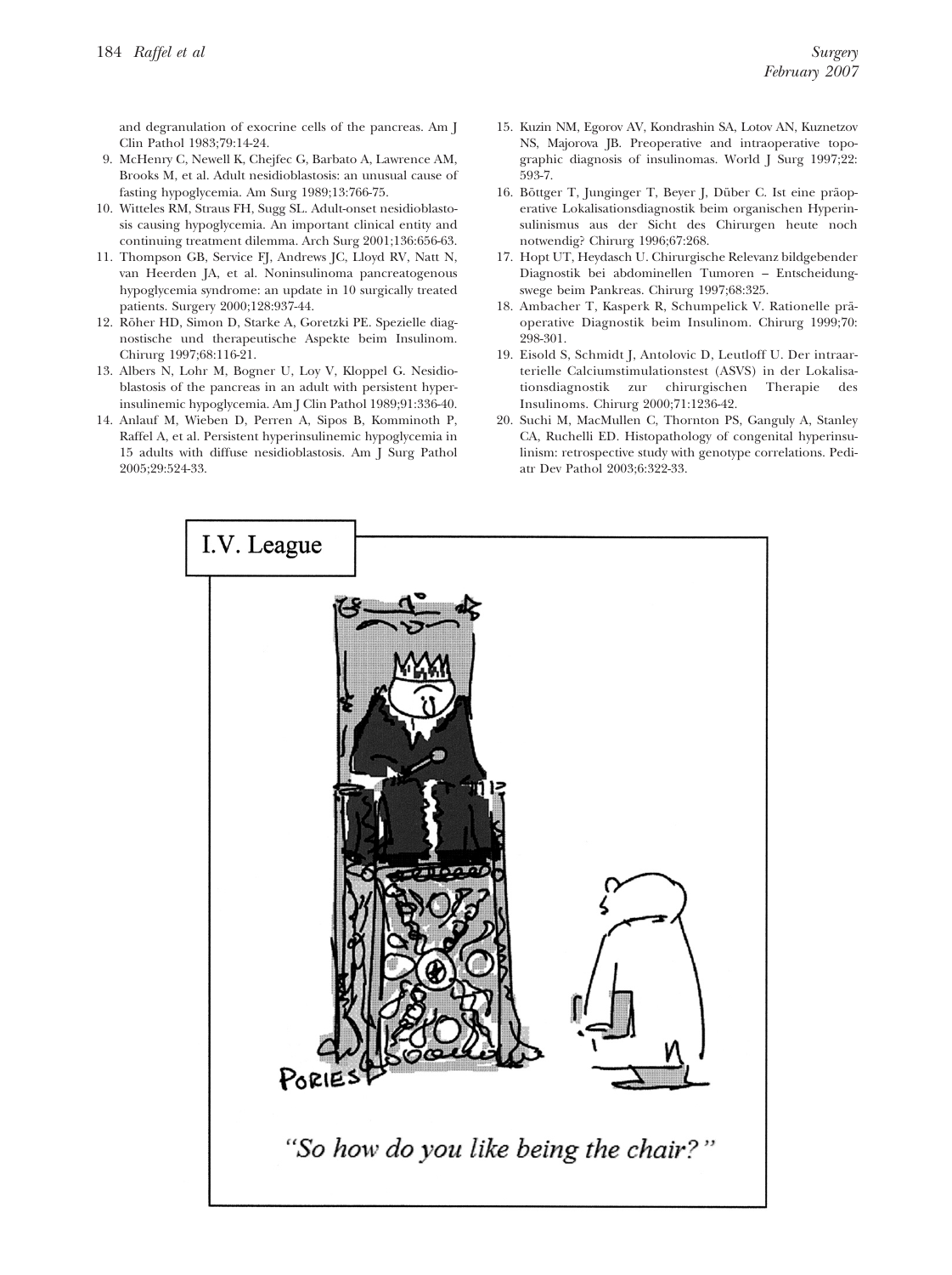and degranulation of exocrine cells of the pancreas. Am J Clin Pathol 1983;79:14-24.

9. McHenry C, Newell K, Chejfec G, Barbato A, Lawrence AM, Brooks M, et al. Adult nesidioblastosis: an unusual cause of fasting hypoglycemia. Am Surg 1989;13:766-75.
10. Witteles RM, Straus FH, Sugg SL. Adult-onset nesidioblastosis causing hypoglycemia. An important clinical entity and continuing treatment dilemma. Arch Surg 2001;136:656-63.
11. Thompson GB, Service FJ, Andrews JC, Lloyd RV, Natt N, van Heerden JA, et al. Noninsulinoma pancreatogenous hypoglycemia syndrome: an update in 10 surgically treated patients. Surgery 2000;128:937-44.
12. Röher HD, Simon D, Starke A, Goretzki PE. Spezielle diagnostische und therapeutische Aspekte beim Insulinom. Chirurg 1997;68:116-21.
13. Albers N, Lohr M, Bogner U, Loy V, Kloppel G. Nesidioblastosis of the pancreas in an adult with persistent hyperinsulinemic hypoglycemia. Am J Clin Pathol 1989;91:336-40.
14. Anlauf M, Wieben D, Perren A, Sipos B, Komminoth P, Raffel A, et al. Persistent hyperinsulinemic hypoglycemia in 15 adults with diffuse nesidioblastosis. Am J Surg Pathol 2005;29:524-33.
15. Kuzin NM, Egorov AV, Kondrashin SA, Lotov AN, Kuznetzov NS, Majorova JB. Preoperative and intraoperative topographic diagnosis of insulinomas. World J Surg 1997;22: 593-7.
16. Böttger T, Junginger T, Beyer J, Düber C. Ist eine präoperative Lokalisationsdiagnostik beim organischen Hyperinsulinismus aus der Sicht des Chirurgen heute noch notwendig? Chirurg 1996;67:268.
17. Hopt UT, Heydasch U. Chirurgische Relevanz bildgebender Diagnostik bei abdominellen Tumoren – Entscheidungswege beim Pankreas. Chirurg 1997;68:325.
18. Ambacher T, Kasperk R, Schumpelick V. Rationelle präoperative Diagnostik beim Insulinom. Chirurg 1999;70: 298-301.
19. Eisold S, Schmidt J, Antolovic D, Leutloff U. Der intraarterielle Calciumstimulationstest (ASVS) in der Lokalisationsdiagnostik zur chirurgischen Therapie des Insulinoms. Chirurg 2000;71:1236-42.
20. Suchi M, MacMullen C, Thornton PS, Ganguly A, Stanley CA, Ruchelli ED. Histopathology of congenital hyperinsulinism: retrospective study with genotype correlations. Pediatr Dev Pathol 2003;6:322-33.

I.V. League

*"So how do you like being the chair?"*